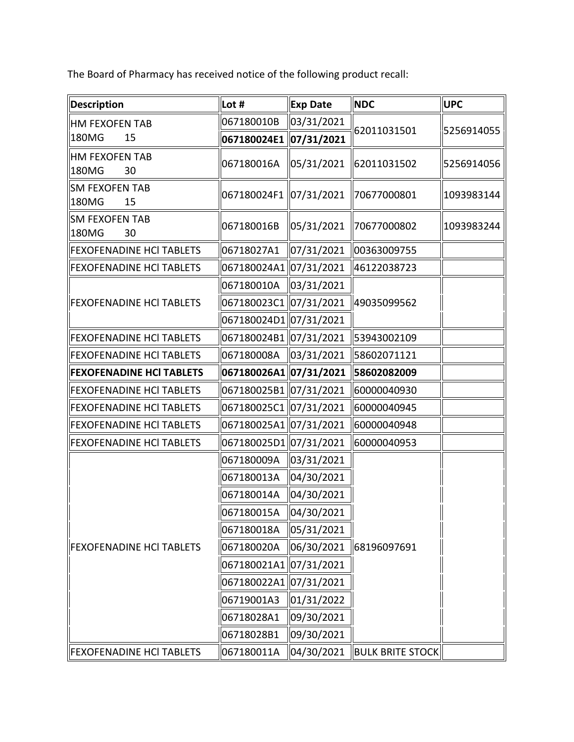The Board of Pharmacy has received notice of the following product recall:

| Description | Lot # | Exp Date | NDC | UPC |
|---|---|---|---|---|
| HM FEXOFEN TAB 180MG 15 | 067180010B | 03/31/2021 | 62011031501 | 5256914055 |
| | **067180024E1** | **07/31/2021** | | |
| HM FEXOFEN TAB 180MG 30 | 067180016A | 05/31/2021 | 62011031502 | 5256914056 |
| SM FEXOFEN TAB 180MG 15 | 067180024F1 | 07/31/2021 | 70677000801 | 1093983144 |
| SM FEXOFEN TAB 180MG 30 | 067180016B | 05/31/2021 | 70677000802 | 1093983244 |
| FEXOFENADINE HCl TABLETS | 06718027A1 | 07/31/2021 | 00363009755 | |
| FEXOFENADINE HCl TABLETS | 067180024A1 | 07/31/2021 | 46122038723 | |
| FEXOFENADINE HCl TABLETS | 067180010A | 03/31/2021 | 49035099562 | |
| | 067180023C1 | 07/31/2021 | | |
| | 067180024D1 | 07/31/2021 | | |
| FEXOFENADINE HCl TABLETS | 067180024B1 | 07/31/2021 | 53943002109 | |
| FEXOFENADINE HCl TABLETS | 067180008A | 03/31/2021 | 58602071121 | |
| **FEXOFENADINE HCl TABLETS** | **067180026A1** | **07/31/2021** | **58602082009** | |
| FEXOFENADINE HCl TABLETS | 067180025B1 | 07/31/2021 | 60000040930 | |
| FEXOFENADINE HCl TABLETS | 067180025C1 | 07/31/2021 | 60000040945 | |
| FEXOFENADINE HCl TABLETS | 067180025A1 | 07/31/2021 | 60000040948 | |
| FEXOFENADINE HCl TABLETS | 067180025D1 | 07/31/2021 | 60000040953 | |
| FEXOFENADINE HCl TABLETS | 067180009A | 03/31/2021 | 68196097691 | |
| | 067180013A | 04/30/2021 | | |
| | 067180014A | 04/30/2021 | | |
| | 067180015A | 04/30/2021 | | |
| | 067180018A | 05/31/2021 | | |
| | 067180020A | 06/30/2021 | | |
| | 067180021A1 | 07/31/2021 | | |
| | 067180022A1 | 07/31/2021 | | |
| | 06719001A3 | 01/31/2022 | | |
| | 06718028A1 | 09/30/2021 | | |
| | 06718028B1 | 09/30/2021 | | |
| FEXOFENADINE HCl TABLETS | 067180011A | 04/30/2021 | BULK BRITE STOCK | |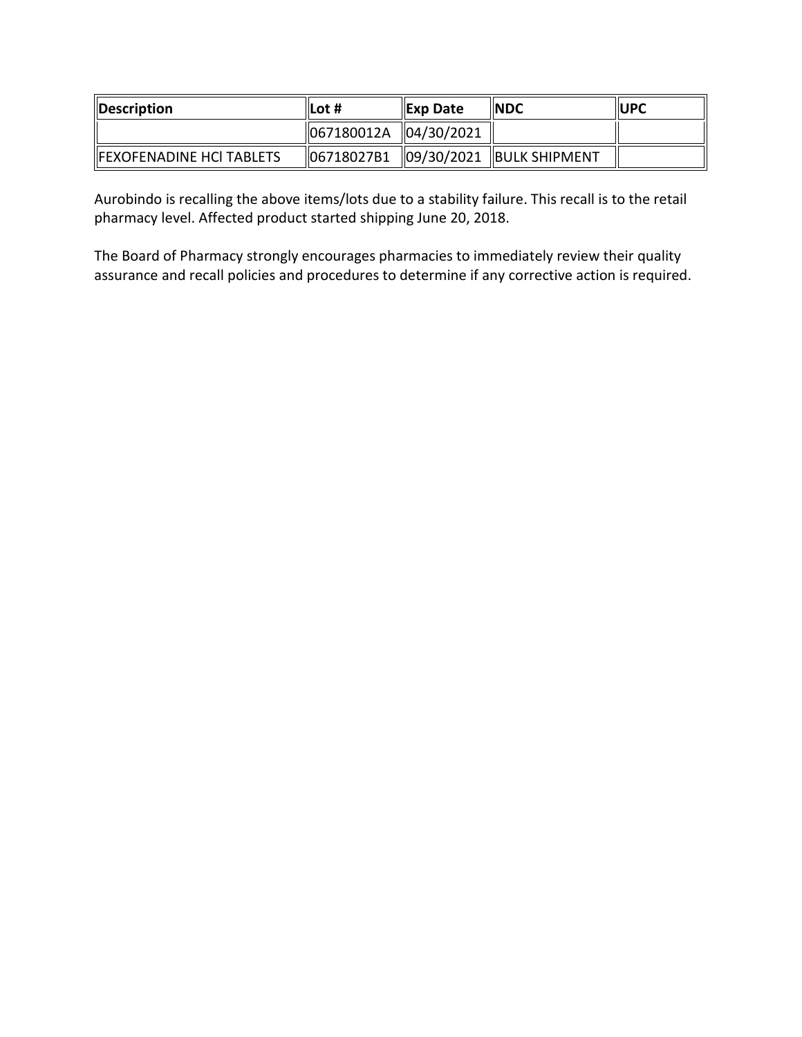| Description | Lot # | Exp Date | NDC | UPC |
|---|---|---|---|---|
| | 067180012A | 04/30/2021 | | |
| FEXOFENADINE HCl TABLETS | 06718027B1 | 09/30/2021 | BULK SHIPMENT | |

Aurobindo is recalling the above items/lots due to a stability failure. This recall is to the retail pharmacy level. Affected product started shipping June 20, 2018.

The Board of Pharmacy strongly encourages pharmacies to immediately review their quality assurance and recall policies and procedures to determine if any corrective action is required.